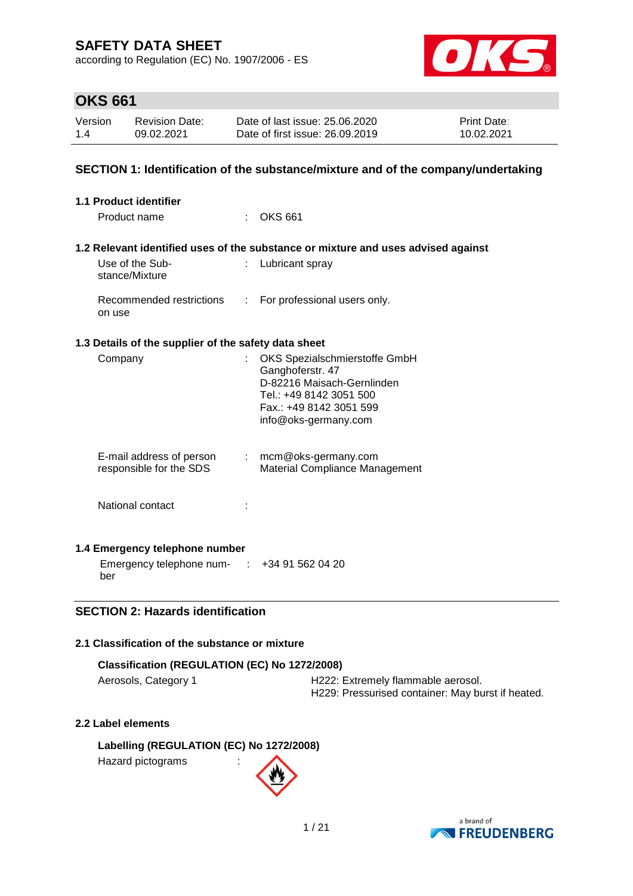# SAFETY DATA SHEET

according to Regulation (EC) No. 1907/2006 - ES

## OKS 661

| Version | Revision Date: | Date of last issue: 25.06.2020 | Print Date: |
|---|---|---|---|
| 1.4 | 09.02.2021 | Date of first issue: 26.09.2019 | 10.02.2021 |

## SECTION 1: Identification of the substance/mixture and of the company/undertaking

### 1.1 Product identifier

Product name : OKS 661

### 1.2 Relevant identified uses of the substance or mixture and uses advised against

Use of the Substance/Mixture : Lubricant spray

Recommended restrictions on use : For professional users only.

### 1.3 Details of the supplier of the safety data sheet

Company : OKS Spezialschmierstoffe GmbH
Ganghoferstr. 47
D-82216 Maisach-Gernlinden
Tel.: +49 8142 3051 500
Fax.: +49 8142 3051 599
info@oks-germany.com

E-mail address of person responsible for the SDS : mcm@oks-germany.com
Material Compliance Management

National contact :

### 1.4 Emergency telephone number

Emergency telephone number : +34 91 562 04 20

## SECTION 2: Hazards identification

### 2.1 Classification of the substance or mixture

**Classification (REGULATION (EC) No 1272/2008)**

Aerosols, Category 1 — H222: Extremely flammable aerosol.
H229: Pressurised container: May burst if heated.

### 2.2 Label elements

**Labelling (REGULATION (EC) No 1272/2008)**

Hazard pictograms :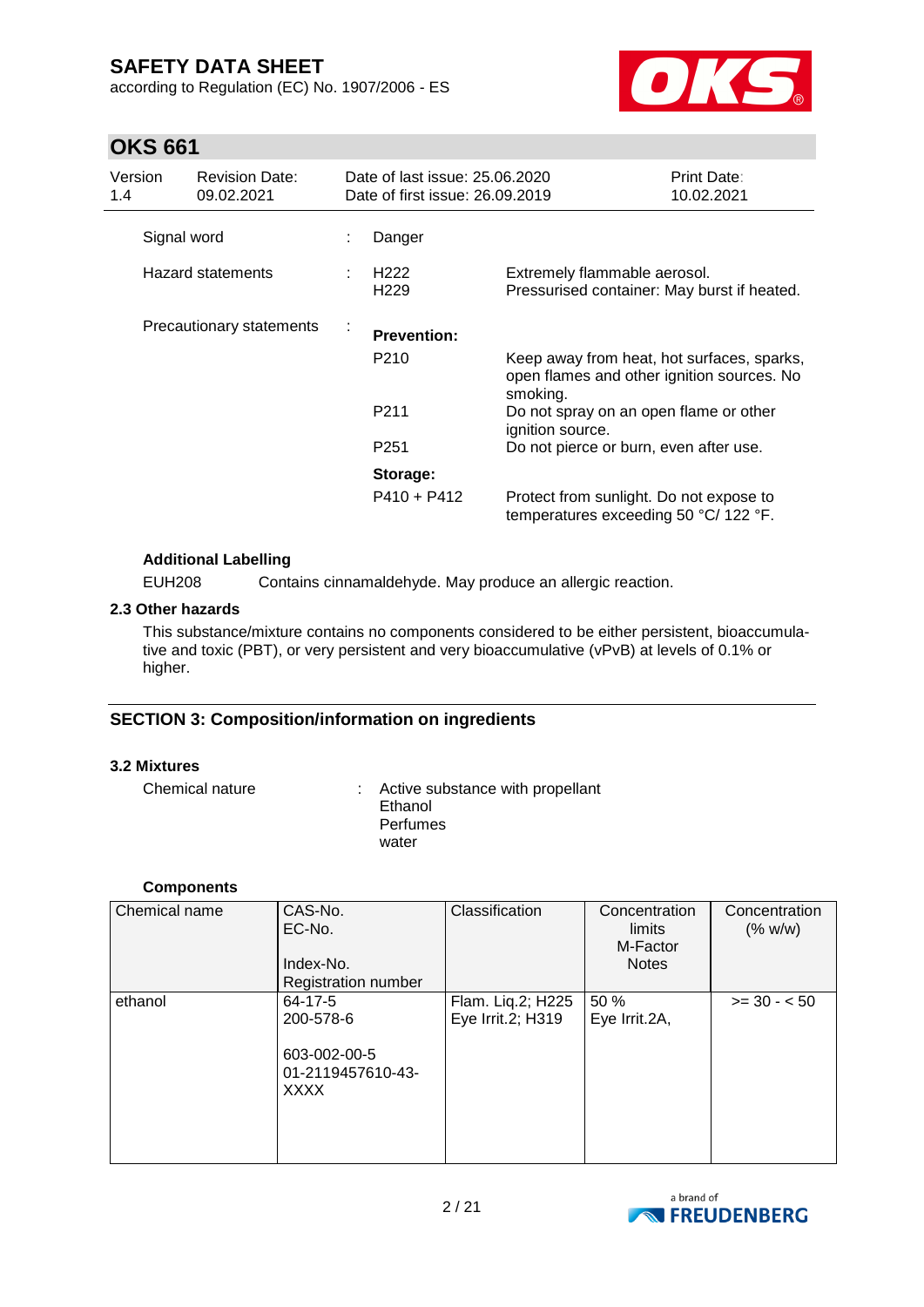Signal word : Danger

Hazard statements :

| | |
|---|---|
| H222 | Extremely flammable aerosol. |
| H229 | Pressurised container: May burst if heated. |

Precautionary statements :

**Prevention:**

| | |
|---|---|
| P210 | Keep away from heat, hot surfaces, sparks, open flames and other ignition sources. No smoking. |
| P211 | Do not spray on an open flame or other ignition source. |
| P251 | Do not pierce or burn, even after use. |

**Storage:**

| | |
|---|---|
| P410 + P412 | Protect from sunlight. Do not expose to temperatures exceeding 50 °C/ 122 °F. |

**Additional Labelling**

EUH208 Contains cinnamaldehyde. May produce an allergic reaction.

### 2.3 Other hazards

This substance/mixture contains no components considered to be either persistent, bioaccumulative and toxic (PBT), or very persistent and very bioaccumulative (vPvB) at levels of 0.1% or higher.

## SECTION 3: Composition/information on ingredients

### 3.2 Mixtures

Chemical nature : Active substance with propellant
Ethanol
Perfumes
water

**Components**

| Chemical name | CAS-No.<br>EC-No.<br><br>Index-No.<br>Registration number | Classification | Concentration limits<br>M-Factor<br>Notes | Concentration (% w/w) |
|---|---|---|---|---|
| ethanol | 64-17-5<br>200-578-6<br><br>603-002-00-5<br>01-2119457610-43-XXXX | Flam. Liq.2; H225<br>Eye Irrit.2; H319 | 50 %<br>Eye Irrit.2A, | >= 30 - < 50 |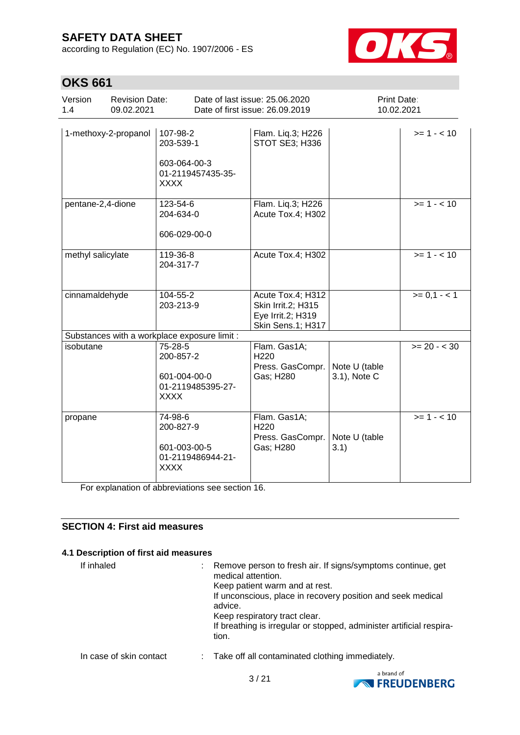| | | | | |
|---|---|---|---|---|
| 1-methoxy-2-propanol | 107-98-2<br>203-539-1<br><br>603-064-00-3<br>01-2119457435-35-XXXX | Flam. Liq.3; H226<br>STOT SE3; H336 | | >= 1 - < 10 |
| pentane-2,4-dione | 123-54-6<br>204-634-0<br><br>606-029-00-0 | Flam. Liq.3; H226<br>Acute Tox.4; H302 | | >= 1 - < 10 |
| methyl salicylate | 119-36-8<br>204-317-7 | Acute Tox.4; H302 | | >= 1 - < 10 |
| cinnamaldehyde | 104-55-2<br>203-213-9 | Acute Tox.4; H312<br>Skin Irrit.2; H315<br>Eye Irrit.2; H319<br>Skin Sens.1; H317 | | >= 0,1 - < 1 |
| Substances with a workplace exposure limit : | | | | |
| isobutane | 75-28-5<br>200-857-2<br><br>601-004-00-0<br>01-2119485395-27-XXXX | Flam. Gas1A; H220<br>Press. GasCompr. Gas; H280 | Note U (table 3.1), Note C | >= 20 - < 30 |
| propane | 74-98-6<br>200-827-9<br><br>601-003-00-5<br>01-2119486944-21-XXXX | Flam. Gas1A; H220<br>Press. GasCompr. Gas; H280 | Note U (table 3.1) | >= 1 - < 10 |

For explanation of abbreviations see section 16.

## SECTION 4: First aid measures

### 4.1 Description of first aid measures

If inhaled : Remove person to fresh air. If signs/symptoms continue, get medical attention.
Keep patient warm and at rest.
If unconscious, place in recovery position and seek medical advice.
Keep respiratory tract clear.
If breathing is irregular or stopped, administer artificial respiration.

In case of skin contact : Take off all contaminated clothing immediately.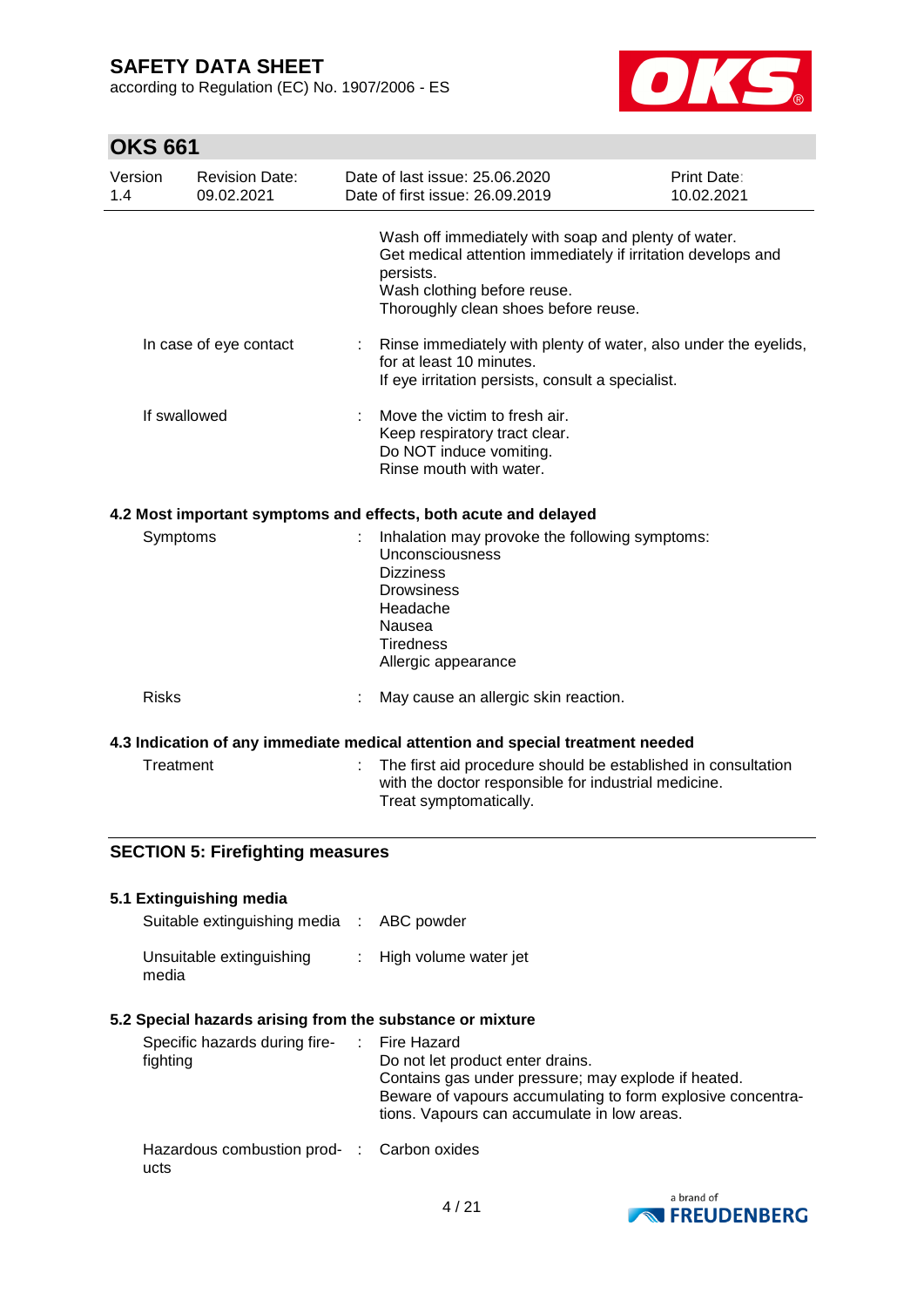Wash off immediately with soap and plenty of water.
Get medical attention immediately if irritation develops and persists.
Wash clothing before reuse.
Thoroughly clean shoes before reuse.

| | | |
|---|---|---|
| In case of eye contact | : | Rinse immediately with plenty of water, also under the eyelids, for at least 10 minutes.<br>If eye irritation persists, consult a specialist. |
| If swallowed | : | Move the victim to fresh air.<br>Keep respiratory tract clear.<br>Do NOT induce vomiting.<br>Rinse mouth with water. |

### 4.2 Most important symptoms and effects, both acute and delayed

| | | |
|---|---|---|
| Symptoms | : | Inhalation may provoke the following symptoms:<br>Unconsciousness<br>Dizziness<br>Drowsiness<br>Headache<br>Nausea<br>Tiredness<br>Allergic appearance |
| Risks | : | May cause an allergic skin reaction. |

### 4.3 Indication of any immediate medical attention and special treatment needed

| | | |
|---|---|---|
| Treatment | : | The first aid procedure should be established in consultation with the doctor responsible for industrial medicine.<br>Treat symptomatically. |

## SECTION 5: Firefighting measures

### 5.1 Extinguishing media

| | | |
|---|---|---|
| Suitable extinguishing media | : | ABC powder |
| Unsuitable extinguishing media | : | High volume water jet |

### 5.2 Special hazards arising from the substance or mixture

| | | |
|---|---|---|
| Specific hazards during fire-fighting | : | Fire Hazard<br>Do not let product enter drains.<br>Contains gas under pressure; may explode if heated.<br>Beware of vapours accumulating to form explosive concentrations. Vapours can accumulate in low areas. |
| Hazardous combustion products | : | Carbon oxides |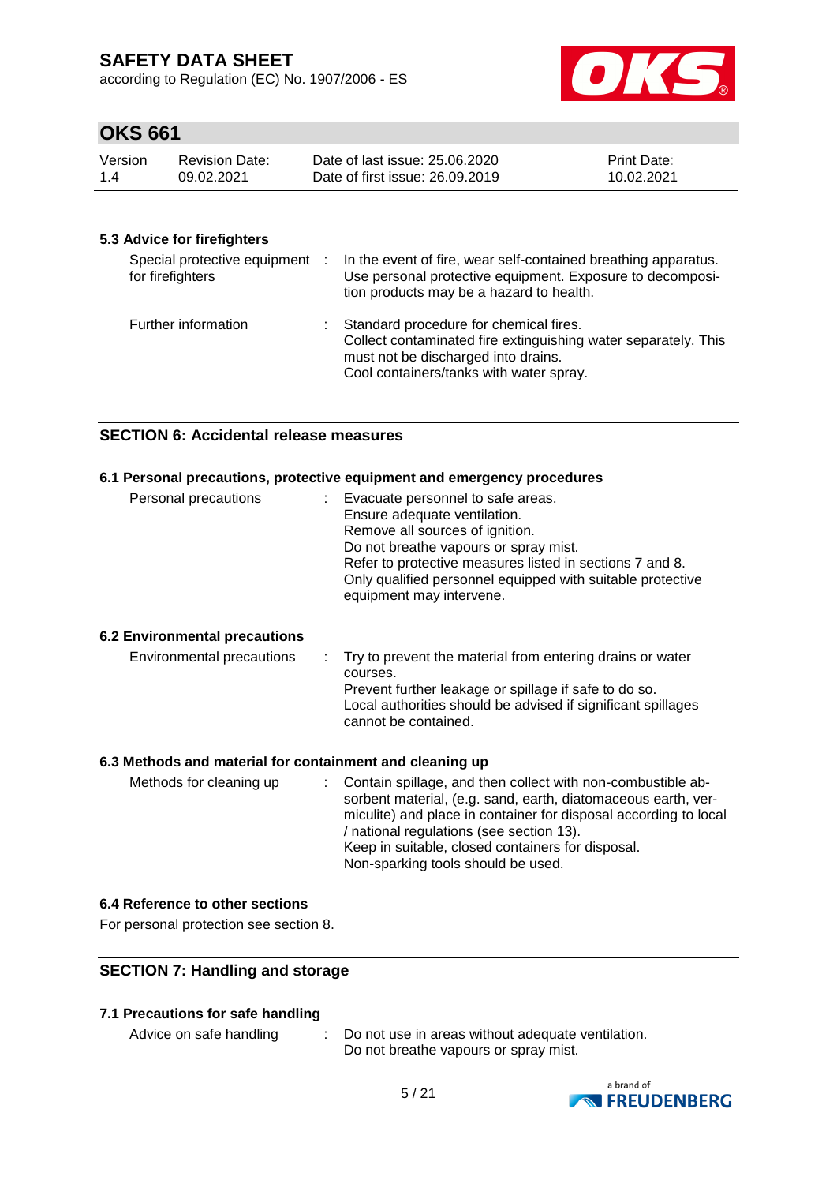### 5.3 Advice for firefighters

| | |
|---|---|
| Special protective equipment for firefighters | In the event of fire, wear self-contained breathing apparatus. Use personal protective equipment. Exposure to decomposition products may be a hazard to health. |
| Further information | Standard procedure for chemical fires. Collect contaminated fire extinguishing water separately. This must not be discharged into drains. Cool containers/tanks with water spray. |

## SECTION 6: Accidental release measures

### 6.1 Personal precautions, protective equipment and emergency procedures

| | |
|---|---|
| Personal precautions | Evacuate personnel to safe areas. Ensure adequate ventilation. Remove all sources of ignition. Do not breathe vapours or spray mist. Refer to protective measures listed in sections 7 and 8. Only qualified personnel equipped with suitable protective equipment may intervene. |

### 6.2 Environmental precautions

| | |
|---|---|
| Environmental precautions | Try to prevent the material from entering drains or water courses. Prevent further leakage or spillage if safe to do so. Local authorities should be advised if significant spillages cannot be contained. |

### 6.3 Methods and material for containment and cleaning up

| | |
|---|---|
| Methods for cleaning up | Contain spillage, and then collect with non-combustible absorbent material, (e.g. sand, earth, diatomaceous earth, vermiculite) and place in container for disposal according to local / national regulations (see section 13). Keep in suitable, closed containers for disposal. Non-sparking tools should be used. |

### 6.4 Reference to other sections

For personal protection see section 8.

## SECTION 7: Handling and storage

### 7.1 Precautions for safe handling

| | |
|---|---|
| Advice on safe handling | Do not use in areas without adequate ventilation. Do not breathe vapours or spray mist. |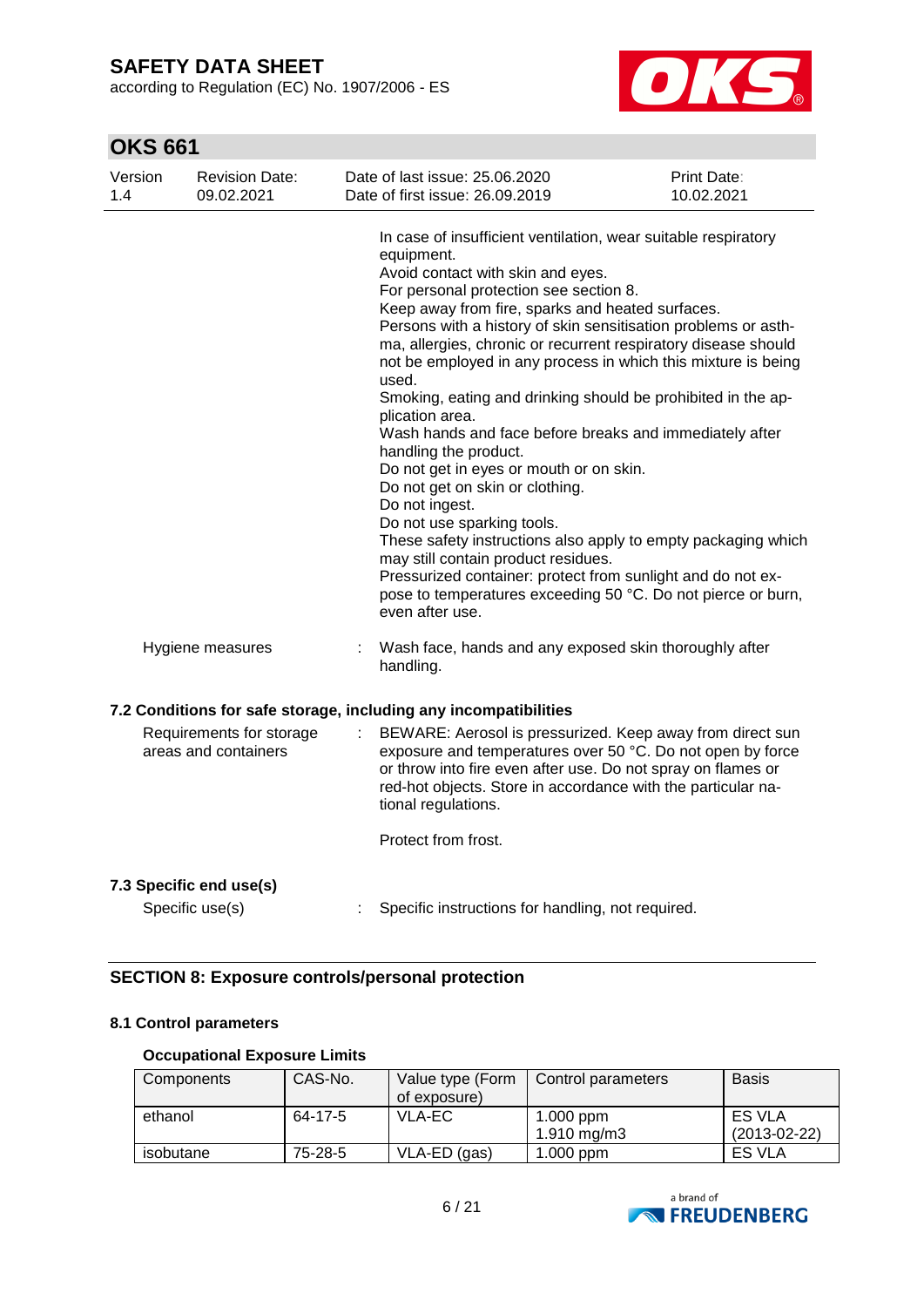In case of insufficient ventilation, wear suitable respiratory equipment.
Avoid contact with skin and eyes.
For personal protection see section 8.
Keep away from fire, sparks and heated surfaces.
Persons with a history of skin sensitisation problems or asthma, allergies, chronic or recurrent respiratory disease should not be employed in any process in which this mixture is being used.
Smoking, eating and drinking should be prohibited in the application area.
Wash hands and face before breaks and immediately after handling the product.
Do not get in eyes or mouth or on skin.
Do not get on skin or clothing.
Do not ingest.
Do not use sparking tools.
These safety instructions also apply to empty packaging which may still contain product residues.
Pressurized container: protect from sunlight and do not expose to temperatures exceeding 50 °C. Do not pierce or burn, even after use.

Hygiene measures : Wash face, hands and any exposed skin thoroughly after handling.

### 7.2 Conditions for safe storage, including any incompatibilities

Requirements for storage areas and containers : BEWARE: Aerosol is pressurized. Keep away from direct sun exposure and temperatures over 50 °C. Do not open by force or throw into fire even after use. Do not spray on flames or red-hot objects. Store in accordance with the particular national regulations.

Protect from frost.

### 7.3 Specific end use(s)

Specific use(s) : Specific instructions for handling, not required.

## SECTION 8: Exposure controls/personal protection

### 8.1 Control parameters

**Occupational Exposure Limits**

| Components | CAS-No. | Value type (Form of exposure) | Control parameters | Basis |
|---|---|---|---|---|
| ethanol | 64-17-5 | VLA-EC | 1.000 ppm<br>1.910 mg/m3 | ES VLA (2013-02-22) |
| isobutane | 75-28-5 | VLA-ED (gas) | 1.000 ppm | ES VLA |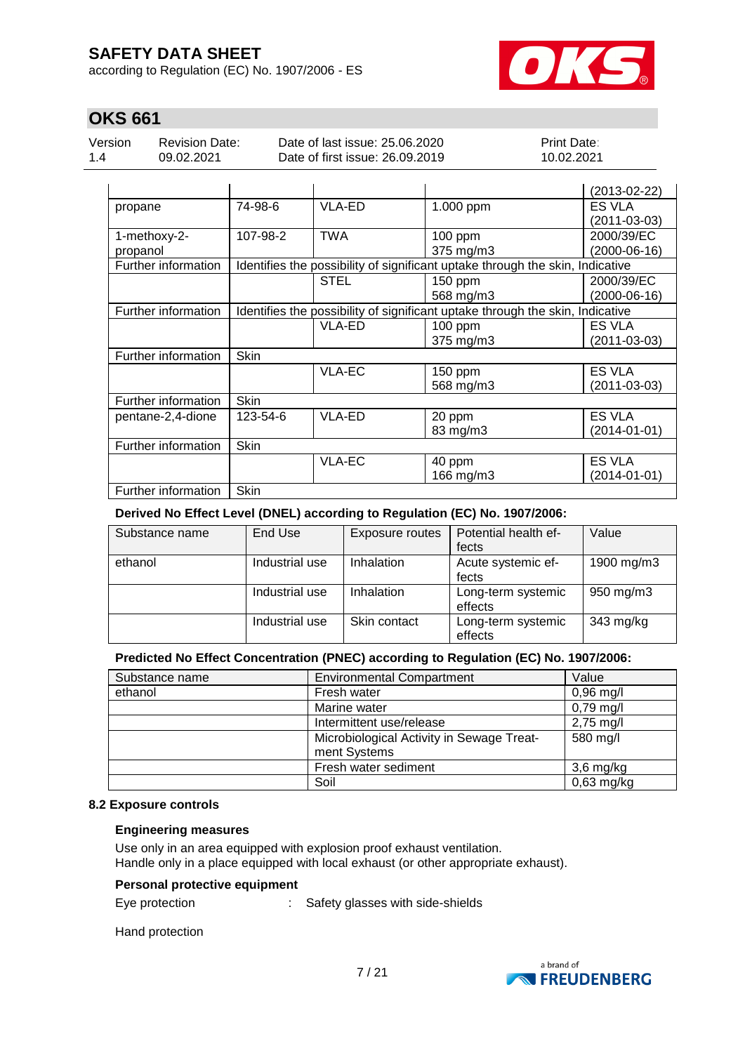| | | | | (2013-02-22) |
|---|---|---|---|---|
| propane | 74-98-6 | VLA-ED | 1.000 ppm | ES VLA (2011-03-03) |
| 1-methoxy-2-propanol | 107-98-2 | TWA | 100 ppm<br>375 mg/m3 | 2000/39/EC (2000-06-16) |
| Further information | Identifies the possibility of significant uptake through the skin, Indicative | | | |
| | | STEL | 150 ppm<br>568 mg/m3 | 2000/39/EC (2000-06-16) |
| Further information | Identifies the possibility of significant uptake through the skin, Indicative | | | |
| | | VLA-ED | 100 ppm<br>375 mg/m3 | ES VLA (2011-03-03) |
| Further information | Skin | | | |
| | | VLA-EC | 150 ppm<br>568 mg/m3 | ES VLA (2011-03-03) |
| Further information | Skin | | | |
| pentane-2,4-dione | 123-54-6 | VLA-ED | 20 ppm<br>83 mg/m3 | ES VLA (2014-01-01) |
| Further information | Skin | | | |
| | | VLA-EC | 40 ppm<br>166 mg/m3 | ES VLA (2014-01-01) |
| Further information | Skin | | | |

**Derived No Effect Level (DNEL) according to Regulation (EC) No. 1907/2006:**

| Substance name | End Use | Exposure routes | Potential health effects | Value |
|---|---|---|---|---|
| ethanol | Industrial use | Inhalation | Acute systemic effects | 1900 mg/m3 |
| | Industrial use | Inhalation | Long-term systemic effects | 950 mg/m3 |
| | Industrial use | Skin contact | Long-term systemic effects | 343 mg/kg |

**Predicted No Effect Concentration (PNEC) according to Regulation (EC) No. 1907/2006:**

| Substance name | Environmental Compartment | Value |
|---|---|---|
| ethanol | Fresh water | 0,96 mg/l |
| | Marine water | 0,79 mg/l |
| | Intermittent use/release | 2,75 mg/l |
| | Microbiological Activity in Sewage Treatment Systems | 580 mg/l |
| | Fresh water sediment | 3,6 mg/kg |
| | Soil | 0,63 mg/kg |

### 8.2 Exposure controls

**Engineering measures**

Use only in an area equipped with explosion proof exhaust ventilation.
Handle only in a place equipped with local exhaust (or other appropriate exhaust).

**Personal protective equipment**

Eye protection : Safety glasses with side-shields

Hand protection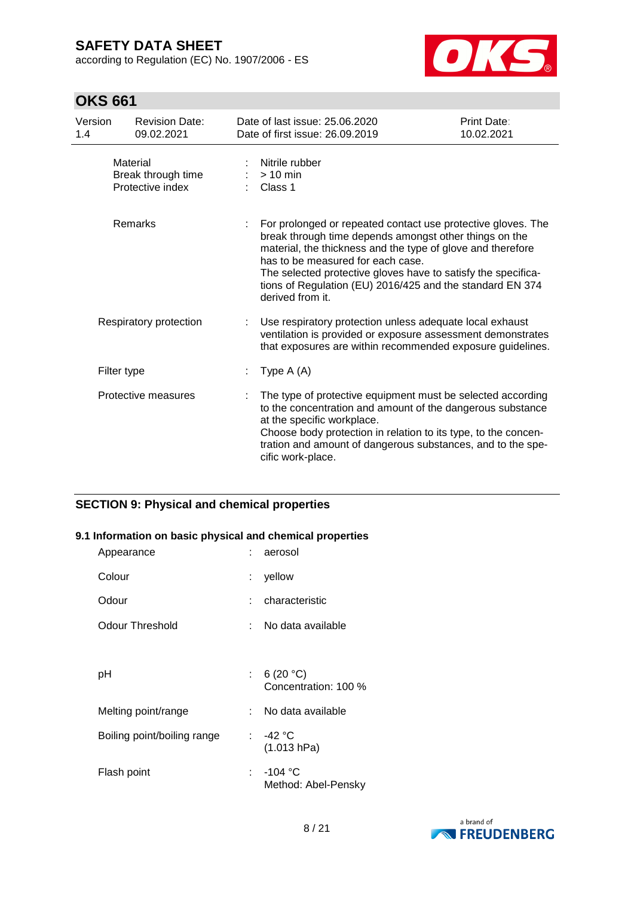| | | |
|---|---|---|
| Material | : | Nitrile rubber |
| Break through time | : | > 10 min |
| Protective index | : | Class 1 |
| Remarks | : | For prolonged or repeated contact use protective gloves. The break through time depends amongst other things on the material, the thickness and the type of glove and therefore has to be measured for each case.<br>The selected protective gloves have to satisfy the specifications of Regulation (EU) 2016/425 and the standard EN 374 derived from it. |
| Respiratory protection | : | Use respiratory protection unless adequate local exhaust ventilation is provided or exposure assessment demonstrates that exposures are within recommended exposure guidelines. |
| Filter type | : | Type A (A) |
| Protective measures | : | The type of protective equipment must be selected according to the concentration and amount of the dangerous substance at the specific workplace.<br>Choose body protection in relation to its type, to the concentration and amount of dangerous substances, and to the specific work-place. |

## SECTION 9: Physical and chemical properties

### 9.1 Information on basic physical and chemical properties

| | | |
|---|---|---|
| Appearance | : | aerosol |
| Colour | : | yellow |
| Odour | : | characteristic |
| Odour Threshold | : | No data available |
| pH | : | 6 (20 °C)<br>Concentration: 100 % |
| Melting point/range | : | No data available |
| Boiling point/boiling range | : | -42 °C<br>(1.013 hPa) |
| Flash point | : | -104 °C<br>Method: Abel-Pensky |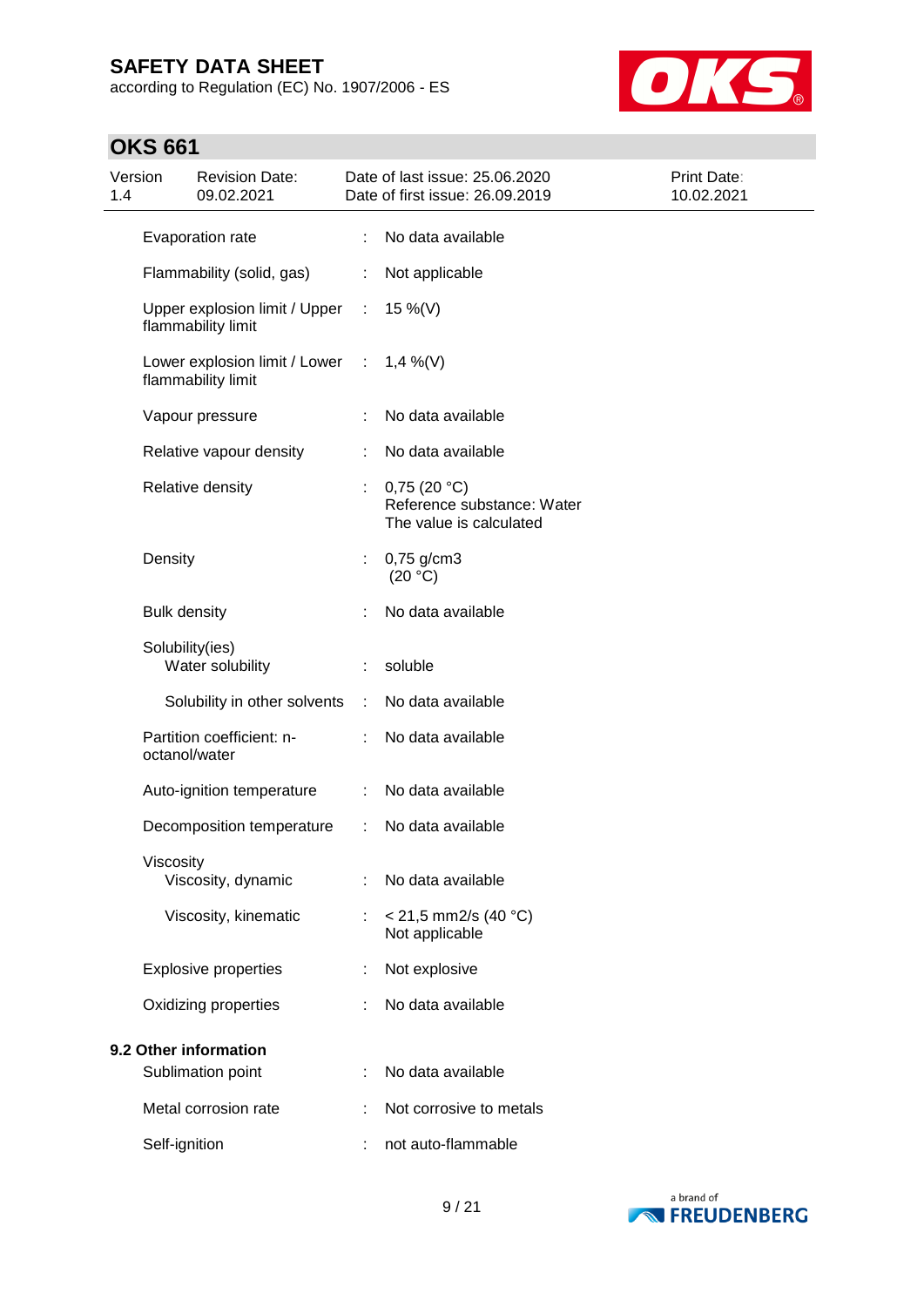| | | |
|---|---|---|
| Evaporation rate | : | No data available |
| Flammability (solid, gas) | : | Not applicable |
| Upper explosion limit / Upper flammability limit | : | 15 %(V) |
| Lower explosion limit / Lower flammability limit | : | 1,4 %(V) |
| Vapour pressure | : | No data available |
| Relative vapour density | : | No data available |
| Relative density | : | 0,75 (20 °C)<br>Reference substance: Water<br>The value is calculated |
| Density | : | 0,75 g/cm3<br>(20 °C) |
| Bulk density | : | No data available |
| Solubility(ies)<br>Water solubility | : | soluble |
| Solubility in other solvents | : | No data available |
| Partition coefficient: n-octanol/water | : | No data available |
| Auto-ignition temperature | : | No data available |
| Decomposition temperature | : | No data available |
| Viscosity<br>Viscosity, dynamic | : | No data available |
| Viscosity, kinematic | : | < 21,5 mm2/s (40 °C)<br>Not applicable |
| Explosive properties | : | Not explosive |
| Oxidizing properties | : | No data available |

**9.2 Other information**

| | | |
|---|---|---|
| Sublimation point | : | No data available |
| Metal corrosion rate | : | Not corrosive to metals |
| Self-ignition | : | not auto-flammable |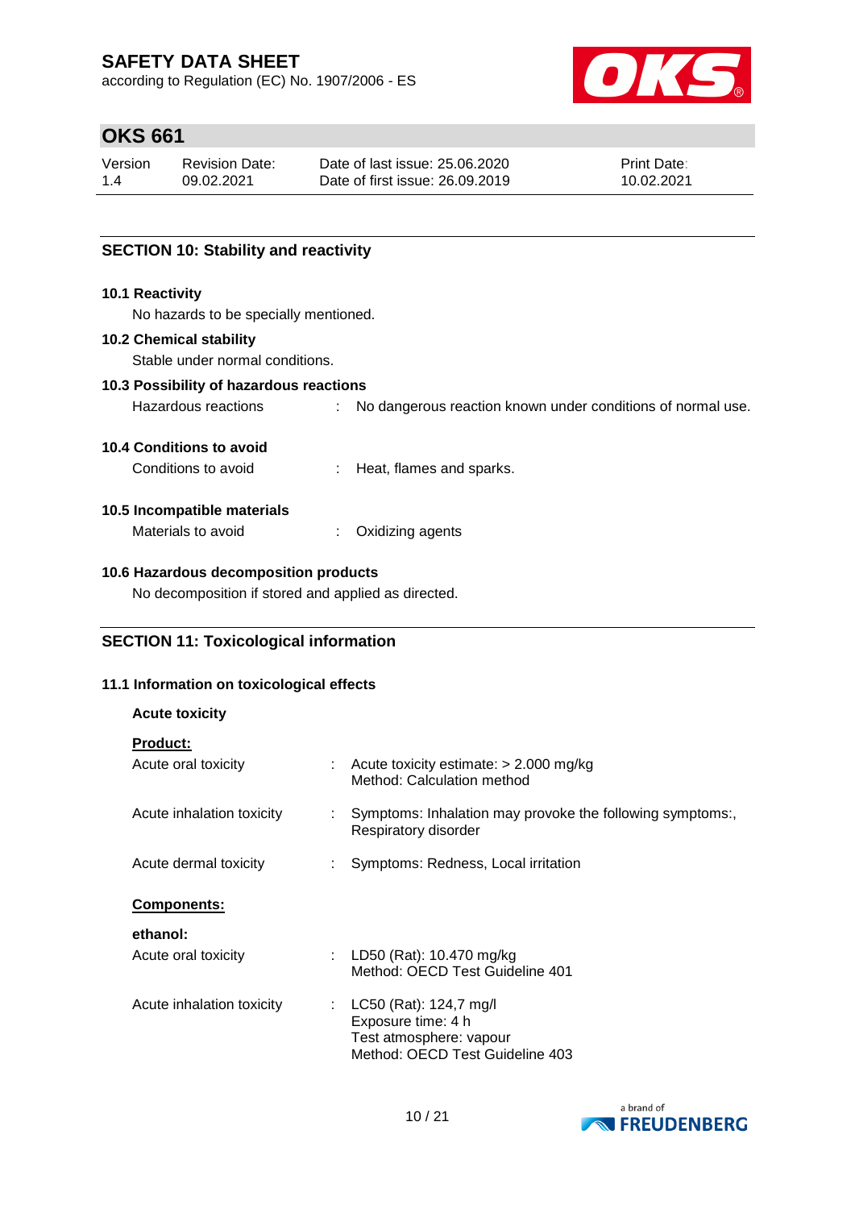## SECTION 10: Stability and reactivity

### 10.1 Reactivity

No hazards to be specially mentioned.

### 10.2 Chemical stability

Stable under normal conditions.

### 10.3 Possibility of hazardous reactions

Hazardous reactions : No dangerous reaction known under conditions of normal use.

### 10.4 Conditions to avoid

Conditions to avoid : Heat, flames and sparks.

### 10.5 Incompatible materials

Materials to avoid : Oxidizing agents

### 10.6 Hazardous decomposition products

No decomposition if stored and applied as directed.

## SECTION 11: Toxicological information

### 11.1 Information on toxicological effects

**Acute toxicity**

**Product:**

Acute oral toxicity : Acute toxicity estimate: > 2.000 mg/kg
Method: Calculation method

Acute inhalation toxicity : Symptoms: Inhalation may provoke the following symptoms:, Respiratory disorder

Acute dermal toxicity : Symptoms: Redness, Local irritation

**Components:**

**ethanol:**

Acute oral toxicity : LD50 (Rat): 10.470 mg/kg
Method: OECD Test Guideline 401

Acute inhalation toxicity : LC50 (Rat): 124,7 mg/l
Exposure time: 4 h
Test atmosphere: vapour
Method: OECD Test Guideline 403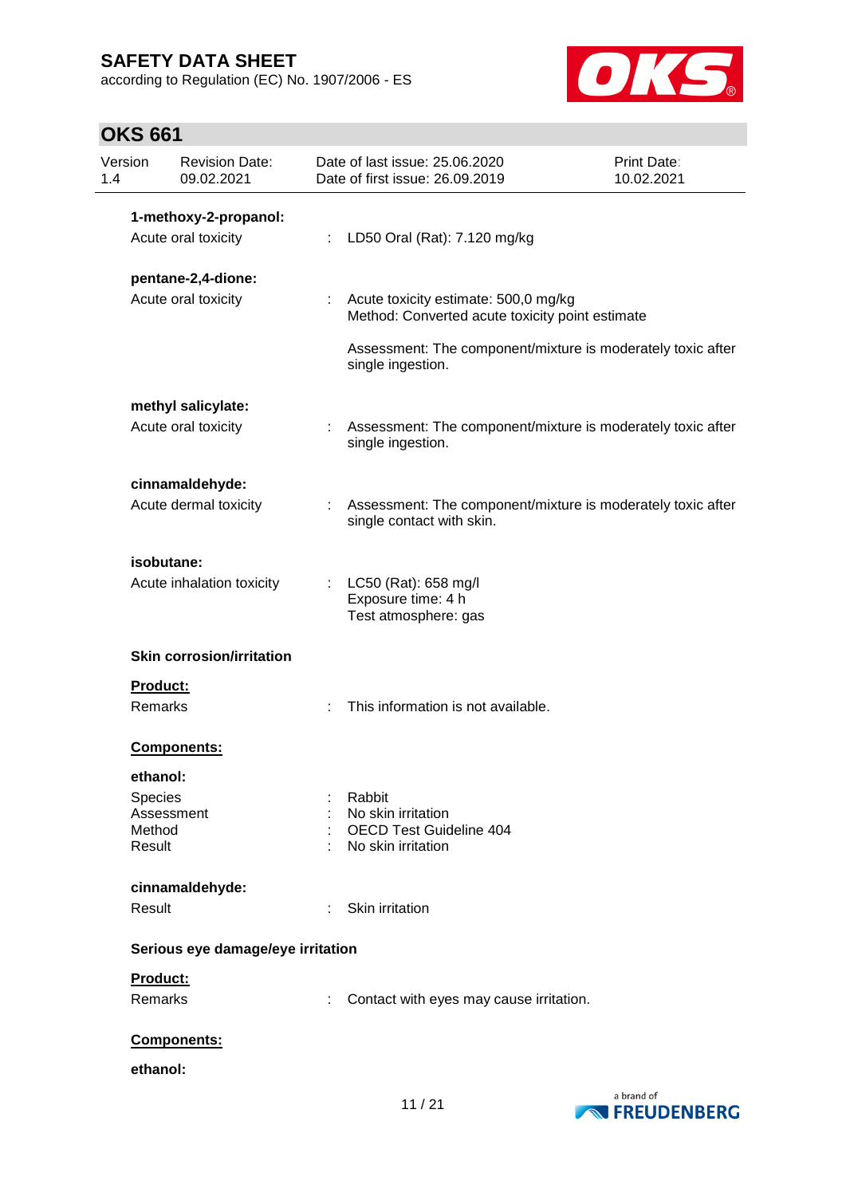**1-methoxy-2-propanol:**

Acute oral toxicity : LD50 Oral (Rat): 7.120 mg/kg

**pentane-2,4-dione:**

Acute oral toxicity : Acute toxicity estimate: 500,0 mg/kg
Method: Converted acute toxicity point estimate

Assessment: The component/mixture is moderately toxic after single ingestion.

**methyl salicylate:**

Acute oral toxicity : Assessment: The component/mixture is moderately toxic after single ingestion.

**cinnamaldehyde:**

Acute dermal toxicity : Assessment: The component/mixture is moderately toxic after single contact with skin.

**isobutane:**

Acute inhalation toxicity : LC50 (Rat): 658 mg/l
Exposure time: 4 h
Test atmosphere: gas

**Skin corrosion/irritation**

**Product:**

Remarks : This information is not available.

**Components:**

**ethanol:**

Species : Rabbit
Assessment : No skin irritation
Method : OECD Test Guideline 404
Result : No skin irritation

**cinnamaldehyde:**

Result : Skin irritation

**Serious eye damage/eye irritation**

**Product:**

Remarks : Contact with eyes may cause irritation.

**Components:**

**ethanol:**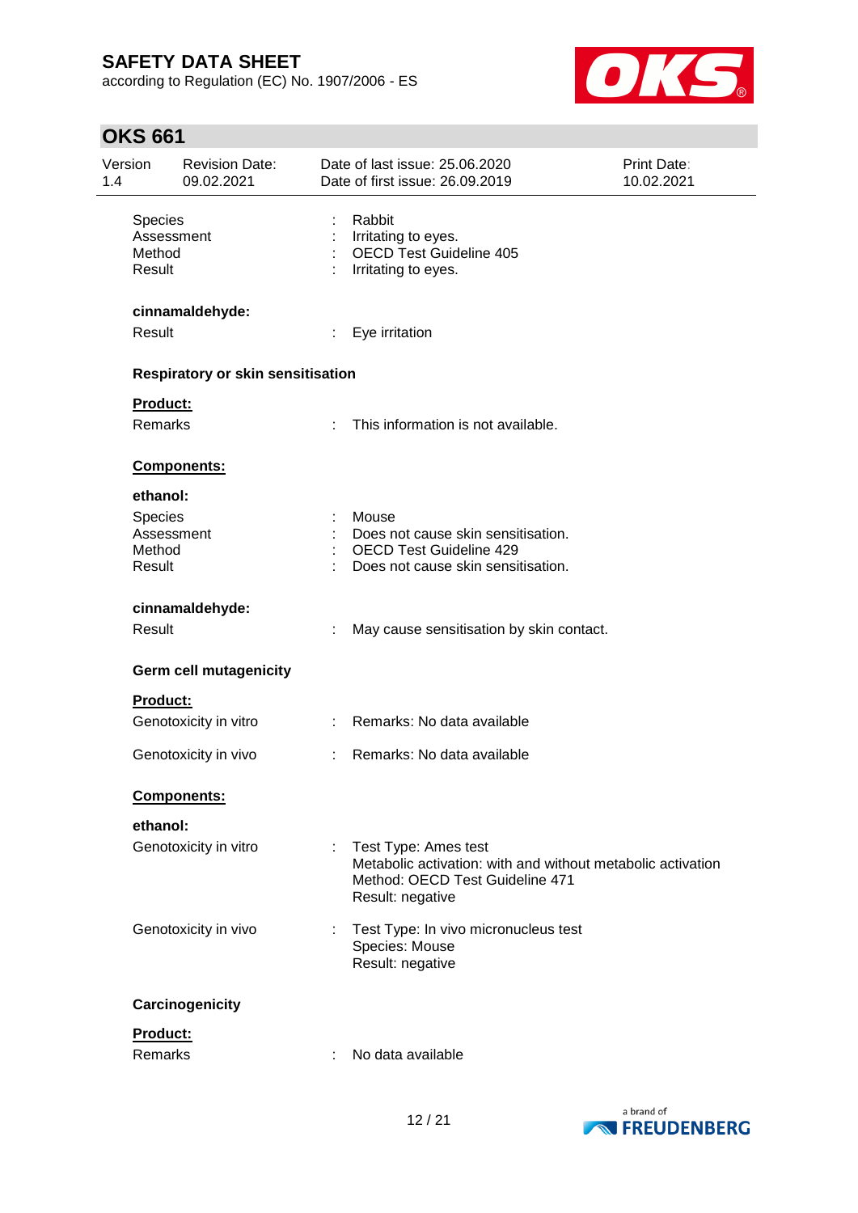| | | |
|---|---|---|
| Species | : | Rabbit |
| Assessment | : | Irritating to eyes. |
| Method | : | OECD Test Guideline 405 |
| Result | : | Irritating to eyes. |

**cinnamaldehyde:**

| | | |
|---|---|---|
| Result | : | Eye irritation |

**Respiratory or skin sensitisation**

**Product:**

| | | |
|---|---|---|
| Remarks | : | This information is not available. |

**Components:**

**ethanol:**

| | | |
|---|---|---|
| Species | : | Mouse |
| Assessment | : | Does not cause skin sensitisation. |
| Method | : | OECD Test Guideline 429 |
| Result | : | Does not cause skin sensitisation. |

**cinnamaldehyde:**

| | | |
|---|---|---|
| Result | : | May cause sensitisation by skin contact. |

**Germ cell mutagenicity**

**Product:**

| | | |
|---|---|---|
| Genotoxicity in vitro | : | Remarks: No data available |
| Genotoxicity in vivo | : | Remarks: No data available |

**Components:**

**ethanol:**

| | | |
|---|---|---|
| Genotoxicity in vitro | : | Test Type: Ames test<br>Metabolic activation: with and without metabolic activation<br>Method: OECD Test Guideline 471<br>Result: negative |
| Genotoxicity in vivo | : | Test Type: In vivo micronucleus test<br>Species: Mouse<br>Result: negative |

**Carcinogenicity**

**Product:**

| | | |
|---|---|---|
| Remarks | : | No data available |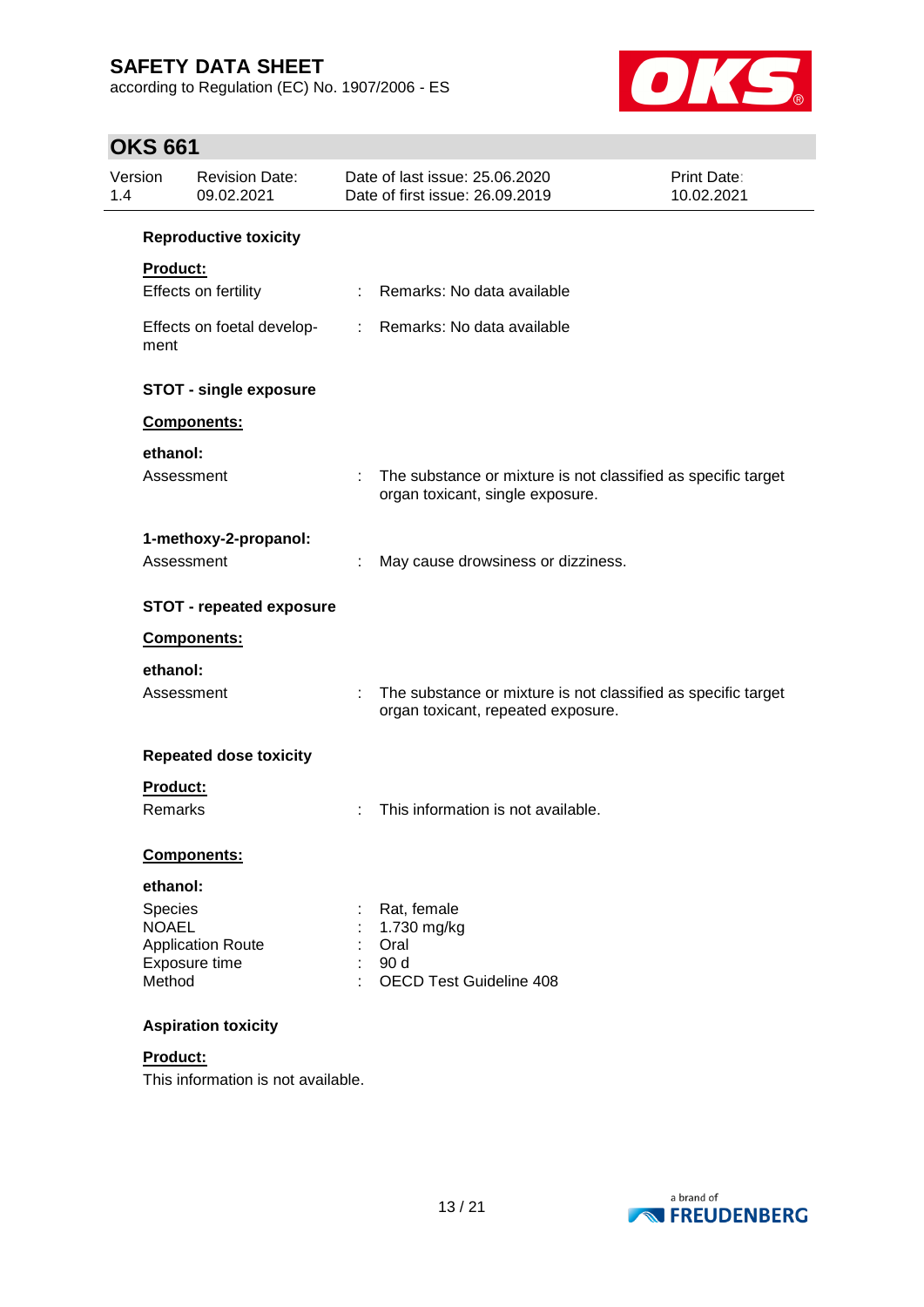**Reproductive toxicity**

**Product:**

Effects on fertility : Remarks: No data available

Effects on foetal development : Remarks: No data available

**STOT - single exposure**

**Components:**

**ethanol:**

Assessment : The substance or mixture is not classified as specific target organ toxicant, single exposure.

**1-methoxy-2-propanol:**

Assessment : May cause drowsiness or dizziness.

**STOT - repeated exposure**

**Components:**

**ethanol:**

Assessment : The substance or mixture is not classified as specific target organ toxicant, repeated exposure.

**Repeated dose toxicity**

**Product:**

Remarks : This information is not available.

**Components:**

**ethanol:**

Species : Rat, female
NOAEL : 1.730 mg/kg
Application Route : Oral
Exposure time : 90 d
Method : OECD Test Guideline 408

**Aspiration toxicity**

**Product:**

This information is not available.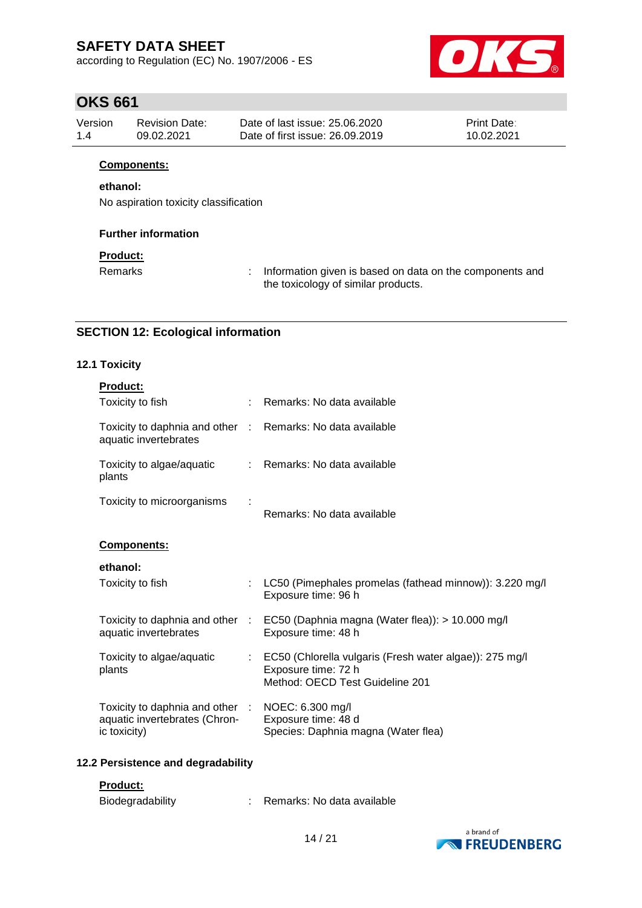**Components:**

**ethanol:**

No aspiration toxicity classification

**Further information**

**Product:**

| | | |
|---|---|---|
| Remarks | : | Information given is based on data on the components and the toxicology of similar products. |

## SECTION 12: Ecological information

### 12.1 Toxicity

**Product:**

| | | |
|---|---|---|
| Toxicity to fish | : | Remarks: No data available |
| Toxicity to daphnia and other aquatic invertebrates | : | Remarks: No data available |
| Toxicity to algae/aquatic plants | : | Remarks: No data available |
| Toxicity to microorganisms | : | Remarks: No data available |

**Components:**

**ethanol:**

| | | |
|---|---|---|
| Toxicity to fish | : | LC50 (Pimephales promelas (fathead minnow)): 3.220 mg/l<br>Exposure time: 96 h |
| Toxicity to daphnia and other aquatic invertebrates | : | EC50 (Daphnia magna (Water flea)): > 10.000 mg/l<br>Exposure time: 48 h |
| Toxicity to algae/aquatic plants | : | EC50 (Chlorella vulgaris (Fresh water algae)): 275 mg/l<br>Exposure time: 72 h<br>Method: OECD Test Guideline 201 |
| Toxicity to daphnia and other aquatic invertebrates (Chronic toxicity) | : | NOEC: 6.300 mg/l<br>Exposure time: 48 d<br>Species: Daphnia magna (Water flea) |

### 12.2 Persistence and degradability

**Product:**

| | | |
|---|---|---|
| Biodegradability | : | Remarks: No data available |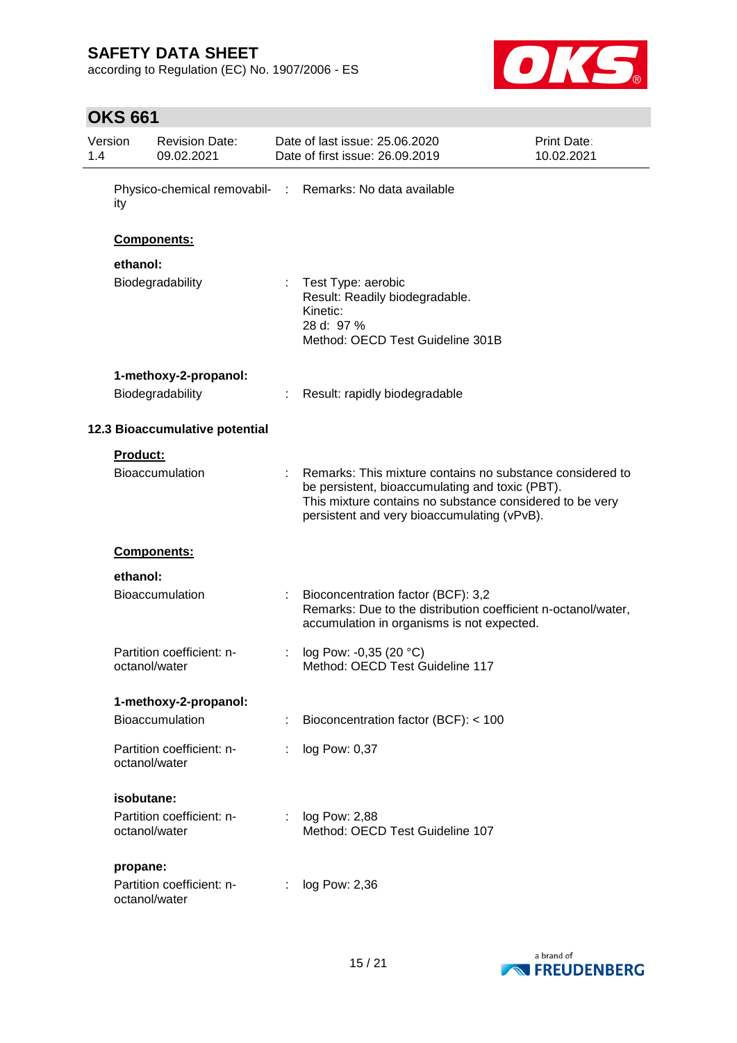Physico-chemical removability : Remarks: No data available

**Components:**

**ethanol:**

Biodegradability : Test Type: aerobic
Result: Readily biodegradable.
Kinetic:
28 d: 97 %
Method: OECD Test Guideline 301B

**1-methoxy-2-propanol:**

Biodegradability : Result: rapidly biodegradable

### 12.3 Bioaccumulative potential

**Product:**

Bioaccumulation : Remarks: This mixture contains no substance considered to be persistent, bioaccumulating and toxic (PBT).
This mixture contains no substance considered to be very persistent and very bioaccumulating (vPvB).

**Components:**

**ethanol:**

Bioaccumulation : Bioconcentration factor (BCF): 3,2
Remarks: Due to the distribution coefficient n-octanol/water, accumulation in organisms is not expected.

Partition coefficient: n-octanol/water : log Pow: -0,35 (20 °C)
Method: OECD Test Guideline 117

**1-methoxy-2-propanol:**

Bioaccumulation : Bioconcentration factor (BCF): < 100

Partition coefficient: n-octanol/water : log Pow: 0,37

**isobutane:**

Partition coefficient: n-octanol/water : log Pow: 2,88
Method: OECD Test Guideline 107

**propane:**

Partition coefficient: n-octanol/water : log Pow: 2,36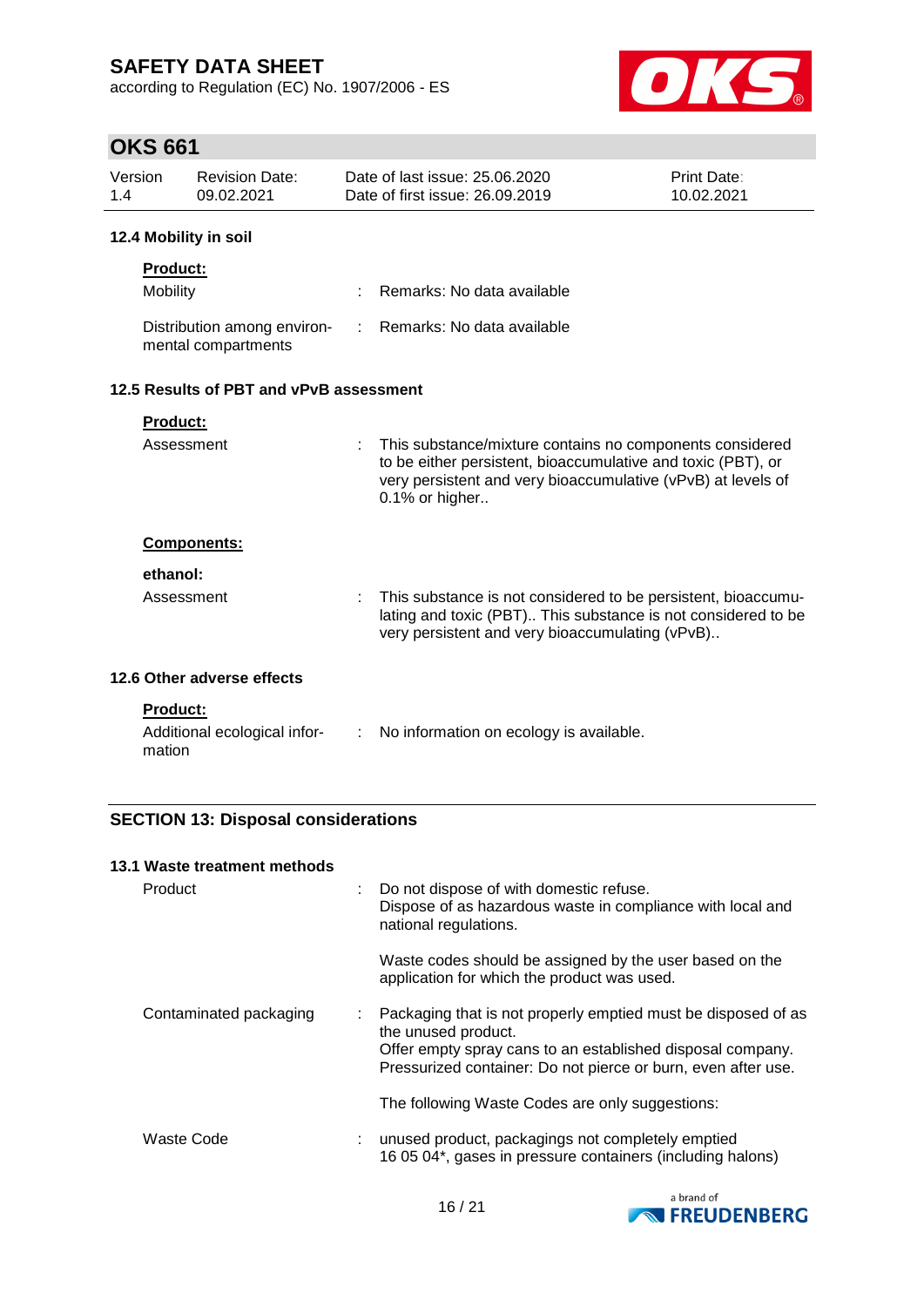### 12.4 Mobility in soil

**Product:**

| | |
|---|---|
| Mobility | : Remarks: No data available |
| Distribution among environmental compartments | : Remarks: No data available |

### 12.5 Results of PBT and vPvB assessment

**Product:**

| | |
|---|---|
| Assessment | : This substance/mixture contains no components considered to be either persistent, bioaccumulative and toxic (PBT), or very persistent and very bioaccumulative (vPvB) at levels of 0.1% or higher.. |

**Components:**

**ethanol:**

| | |
|---|---|
| Assessment | : This substance is not considered to be persistent, bioaccumulating and toxic (PBT).. This substance is not considered to be very persistent and very bioaccumulating (vPvB).. |

### 12.6 Other adverse effects

**Product:**

| | |
|---|---|
| Additional ecological information | : No information on ecology is available. |

## SECTION 13: Disposal considerations

### 13.1 Waste treatment methods

| | |
|---|---|
| Product | : Do not dispose of with domestic refuse.<br>Dispose of as hazardous waste in compliance with local and national regulations.<br><br>Waste codes should be assigned by the user based on the application for which the product was used. |
| Contaminated packaging | : Packaging that is not properly emptied must be disposed of as the unused product.<br>Offer empty spray cans to an established disposal company.<br>Pressurized container: Do not pierce or burn, even after use.<br><br>The following Waste Codes are only suggestions: |
| Waste Code | : unused product, packagings not completely emptied<br>16 05 04*, gases in pressure containers (including halons) |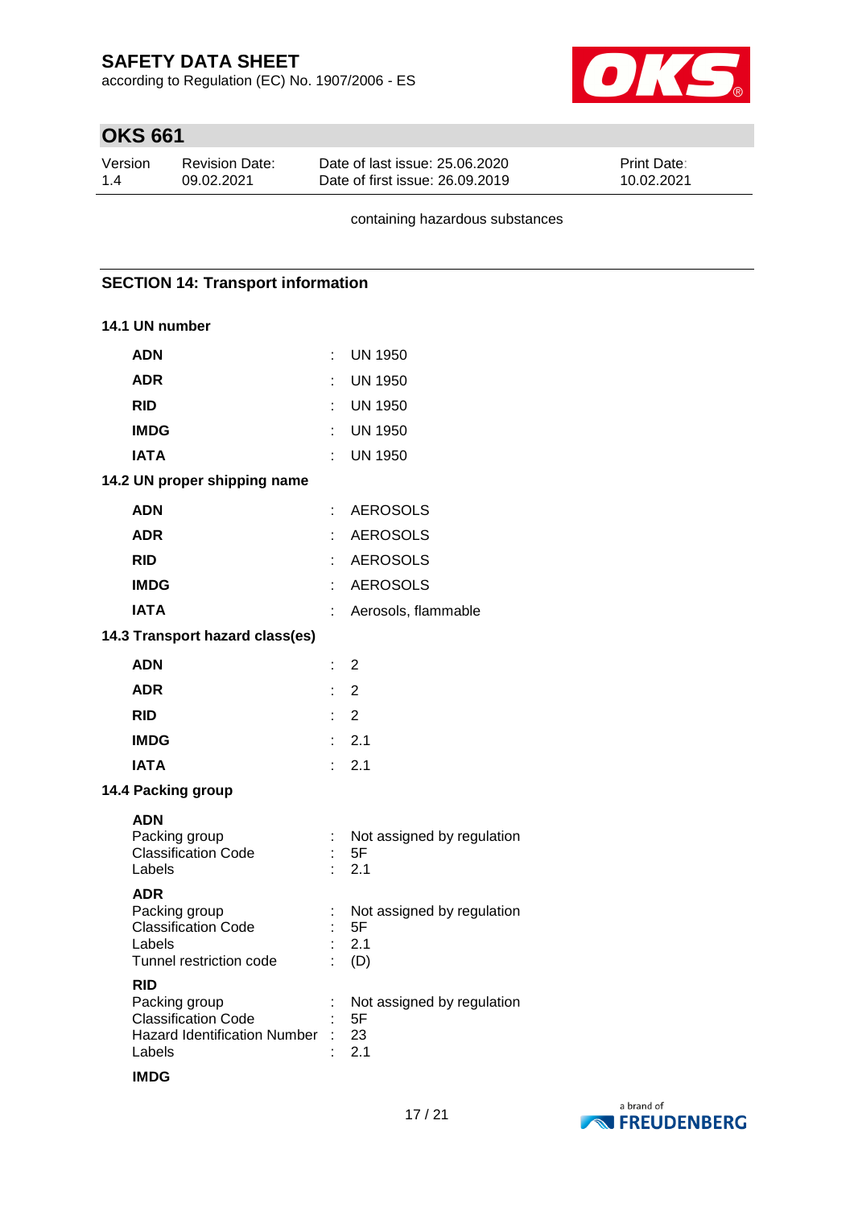containing hazardous substances

## SECTION 14: Transport information

### 14.1 UN number

| | | |
|---|---|---|
| **ADN** | : | UN 1950 |
| **ADR** | : | UN 1950 |
| **RID** | : | UN 1950 |
| **IMDG** | : | UN 1950 |
| **IATA** | : | UN 1950 |

### 14.2 UN proper shipping name

| | | |
|---|---|---|
| **ADN** | : | AEROSOLS |
| **ADR** | : | AEROSOLS |
| **RID** | : | AEROSOLS |
| **IMDG** | : | AEROSOLS |
| **IATA** | : | Aerosols, flammable |

### 14.3 Transport hazard class(es)

| | | |
|---|---|---|
| **ADN** | : | 2 |
| **ADR** | : | 2 |
| **RID** | : | 2 |
| **IMDG** | : | 2.1 |
| **IATA** | : | 2.1 |

### 14.4 Packing group

**ADN**

| | | |
|---|---|---|
| Packing group | : | Not assigned by regulation |
| Classification Code | : | 5F |
| Labels | : | 2.1 |

**ADR**

| | | |
|---|---|---|
| Packing group | : | Not assigned by regulation |
| Classification Code | : | 5F |
| Labels | : | 2.1 |
| Tunnel restriction code | : | (D) |

**RID**

| | | |
|---|---|---|
| Packing group | : | Not assigned by regulation |
| Classification Code | : | 5F |
| Hazard Identification Number | : | 23 |
| Labels | : | 2.1 |

**IMDG**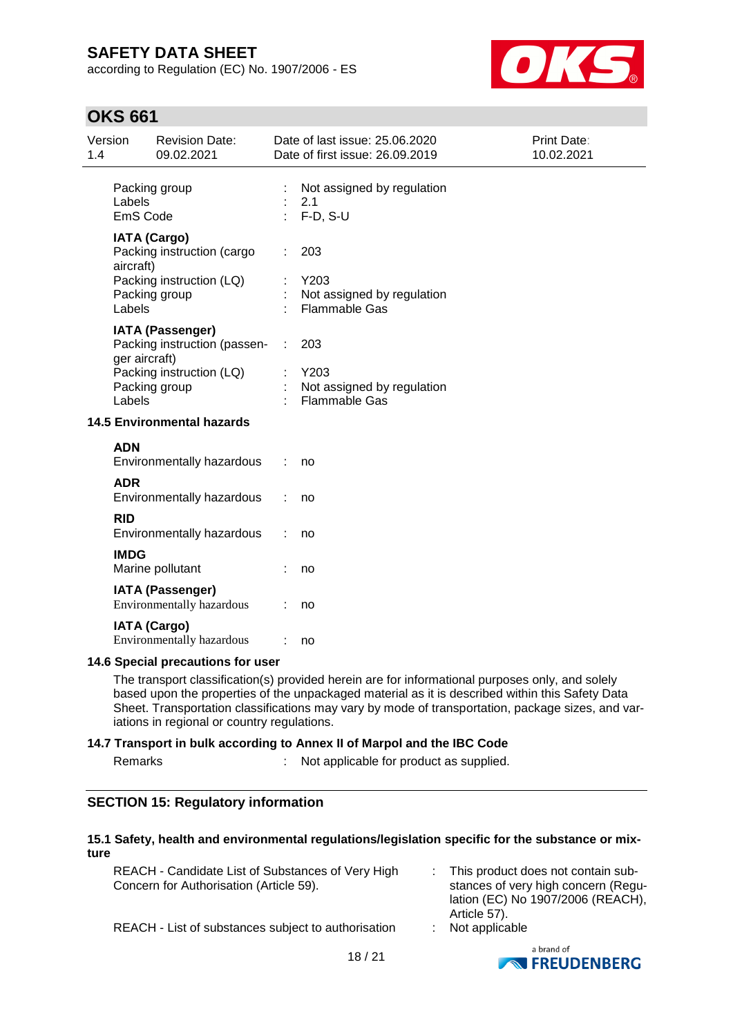| | | |
|---|---|---|
| Packing group | : | Not assigned by regulation |
| Labels | : | 2.1 |
| EmS Code | : | F-D, S-U |

**IATA (Cargo)**

| | | |
|---|---|---|
| Packing instruction (cargo aircraft) | : | 203 |
| Packing instruction (LQ) | : | Y203 |
| Packing group | : | Not assigned by regulation |
| Labels | : | Flammable Gas |

**IATA (Passenger)**

| | | |
|---|---|---|
| Packing instruction (passenger aircraft) | : | 203 |
| Packing instruction (LQ) | : | Y203 |
| Packing group | : | Not assigned by regulation |
| Labels | : | Flammable Gas |

### 14.5 Environmental hazards

**ADN**

Environmentally hazardous : no

**ADR**

Environmentally hazardous : no

**RID**

Environmentally hazardous : no

**IMDG**

Marine pollutant : no

**IATA (Passenger)**

Environmentally hazardous : no

**IATA (Cargo)**

Environmentally hazardous : no

### 14.6 Special precautions for user

The transport classification(s) provided herein are for informational purposes only, and solely based upon the properties of the unpackaged material as it is described within this Safety Data Sheet. Transportation classifications may vary by mode of transportation, package sizes, and variations in regional or country regulations.

### 14.7 Transport in bulk according to Annex II of Marpol and the IBC Code

Remarks : Not applicable for product as supplied.

## SECTION 15: Regulatory information

### 15.1 Safety, health and environmental regulations/legislation specific for the substance or mixture

| | | |
|---|---|---|
| REACH - Candidate List of Substances of Very High Concern for Authorisation (Article 59). | : | This product does not contain substances of very high concern (Regulation (EC) No 1907/2006 (REACH), Article 57). |
| REACH - List of substances subject to authorisation | : | Not applicable |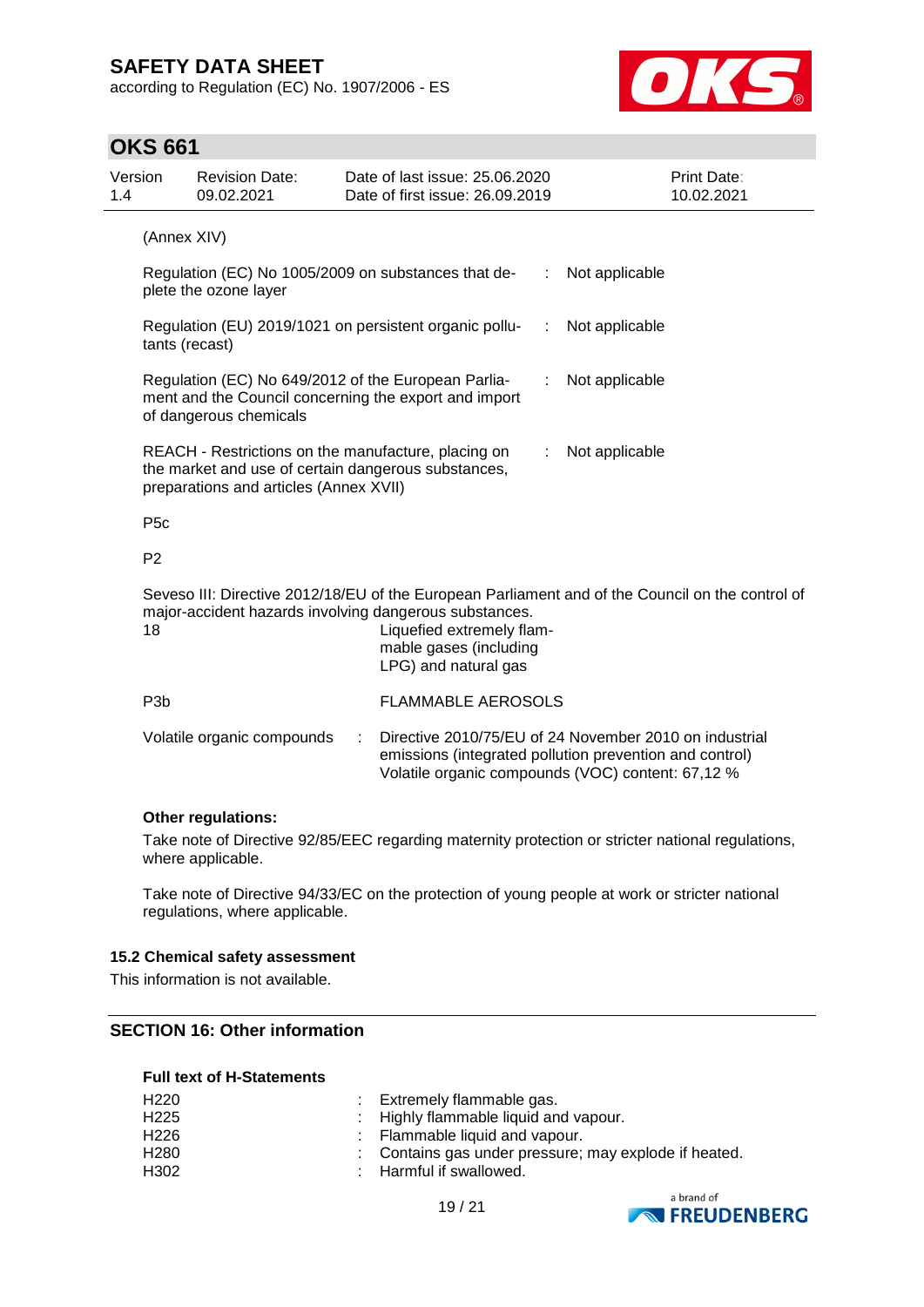(Annex XIV)

| | | |
|---|---|---|
| Regulation (EC) No 1005/2009 on substances that deplete the ozone layer | : | Not applicable |
| Regulation (EU) 2019/1021 on persistent organic pollutants (recast) | : | Not applicable |
| Regulation (EC) No 649/2012 of the European Parliament and the Council concerning the export and import of dangerous chemicals | : | Not applicable |
| REACH - Restrictions on the manufacture, placing on the market and use of certain dangerous substances, preparations and articles (Annex XVII) | : | Not applicable |

P5c

P2

Seveso III: Directive 2012/18/EU of the European Parliament and of the Council on the control of major-accident hazards involving dangerous substances.

| | |
|---|---|
| 18 | Liquefied extremely flammable gases (including LPG) and natural gas |
| P3b | FLAMMABLE AEROSOLS |

Volatile organic compounds : Directive 2010/75/EU of 24 November 2010 on industrial emissions (integrated pollution prevention and control)
Volatile organic compounds (VOC) content: 67,12 %

**Other regulations:**

Take note of Directive 92/85/EEC regarding maternity protection or stricter national regulations, where applicable.

Take note of Directive 94/33/EC on the protection of young people at work or stricter national regulations, where applicable.

### 15.2 Chemical safety assessment

This information is not available.

## SECTION 16: Other information

**Full text of H-Statements**

| | | |
|---|---|---|
| H220 | : | Extremely flammable gas. |
| H225 | : | Highly flammable liquid and vapour. |
| H226 | : | Flammable liquid and vapour. |
| H280 | : | Contains gas under pressure; may explode if heated. |
| H302 | : | Harmful if swallowed. |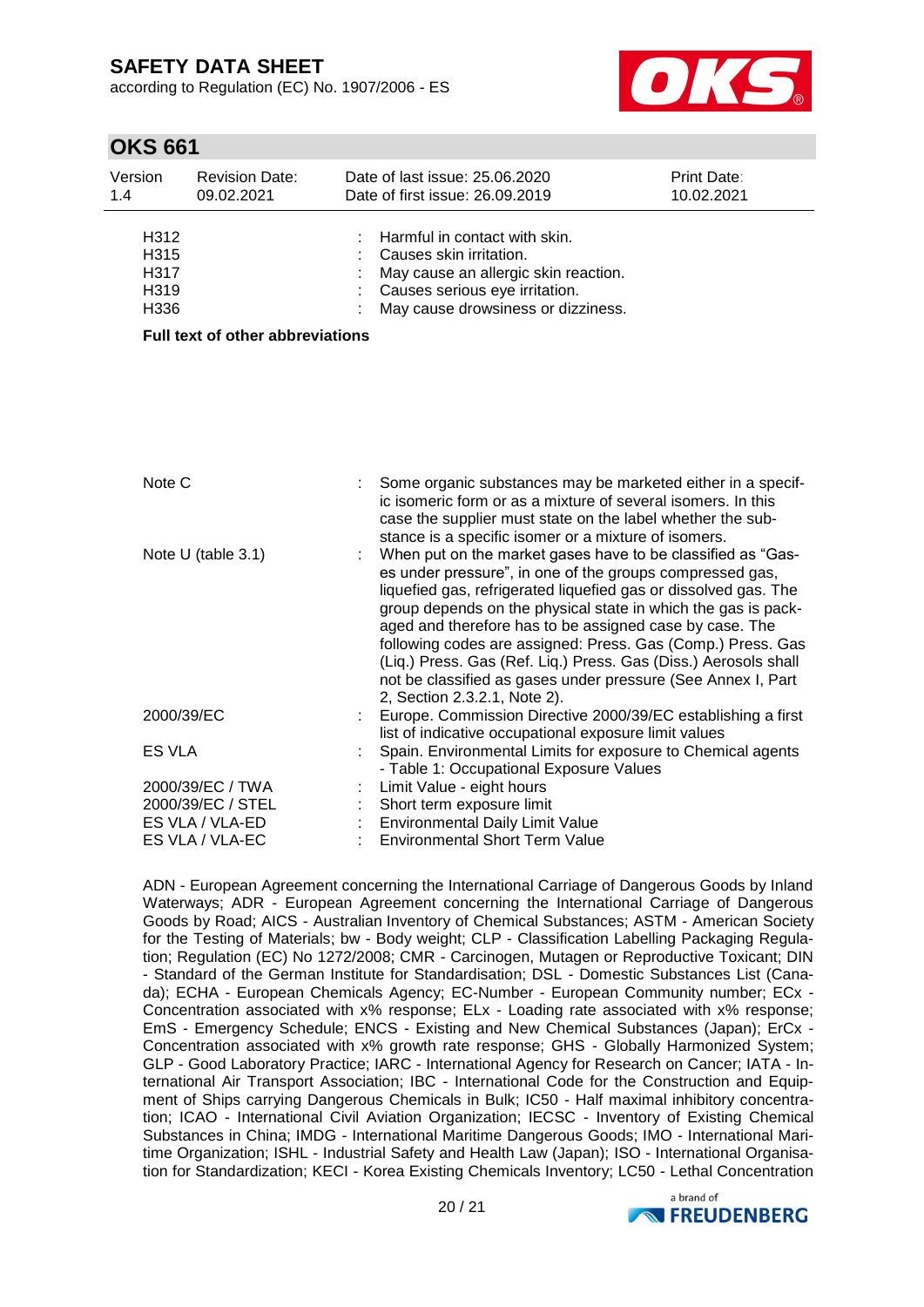| | | |
|---|---|---|
| H312 | : | Harmful in contact with skin. |
| H315 | : | Causes skin irritation. |
| H317 | : | May cause an allergic skin reaction. |
| H319 | : | Causes serious eye irritation. |
| H336 | : | May cause drowsiness or dizziness. |

**Full text of other abbreviations**

| | | |
|---|---|---|
| Note C | : | Some organic substances may be marketed either in a specific isomeric form or as a mixture of several isomers. In this case the supplier must state on the label whether the substance is a specific isomer or a mixture of isomers. |
| Note U (table 3.1) | : | When put on the market gases have to be classified as "Gases under pressure", in one of the groups compressed gas, liquefied gas, refrigerated liquefied gas or dissolved gas. The group depends on the physical state in which the gas is packaged and therefore has to be assigned case by case. The following codes are assigned: Press. Gas (Comp.) Press. Gas (Liq.) Press. Gas (Ref. Liq.) Press. Gas (Diss.) Aerosols shall not be classified as gases under pressure (See Annex I, Part 2, Section 2.3.2.1, Note 2). |
| 2000/39/EC | : | Europe. Commission Directive 2000/39/EC establishing a first list of indicative occupational exposure limit values |
| ES VLA | : | Spain. Environmental Limits for exposure to Chemical agents - Table 1: Occupational Exposure Values |
| 2000/39/EC / TWA | : | Limit Value - eight hours |
| 2000/39/EC / STEL | : | Short term exposure limit |
| ES VLA / VLA-ED | : | Environmental Daily Limit Value |
| ES VLA / VLA-EC | : | Environmental Short Term Value |

ADN - European Agreement concerning the International Carriage of Dangerous Goods by Inland Waterways; ADR - European Agreement concerning the International Carriage of Dangerous Goods by Road; AICS - Australian Inventory of Chemical Substances; ASTM - American Society for the Testing of Materials; bw - Body weight; CLP - Classification Labelling Packaging Regulation; Regulation (EC) No 1272/2008; CMR - Carcinogen, Mutagen or Reproductive Toxicant; DIN - Standard of the German Institute for Standardisation; DSL - Domestic Substances List (Canada); ECHA - European Chemicals Agency; EC-Number - European Community number; ECx - Concentration associated with x% response; ELx - Loading rate associated with x% response; EmS - Emergency Schedule; ENCS - Existing and New Chemical Substances (Japan); ErCx - Concentration associated with x% growth rate response; GHS - Globally Harmonized System; GLP - Good Laboratory Practice; IARC - International Agency for Research on Cancer; IATA - International Air Transport Association; IBC - International Code for the Construction and Equipment of Ships carrying Dangerous Chemicals in Bulk; IC50 - Half maximal inhibitory concentration; ICAO - International Civil Aviation Organization; IECSC - Inventory of Existing Chemical Substances in China; IMDG - International Maritime Dangerous Goods; IMO - International Maritime Organization; ISHL - Industrial Safety and Health Law (Japan); ISO - International Organisation for Standardization; KECI - Korea Existing Chemicals Inventory; LC50 - Lethal Concentration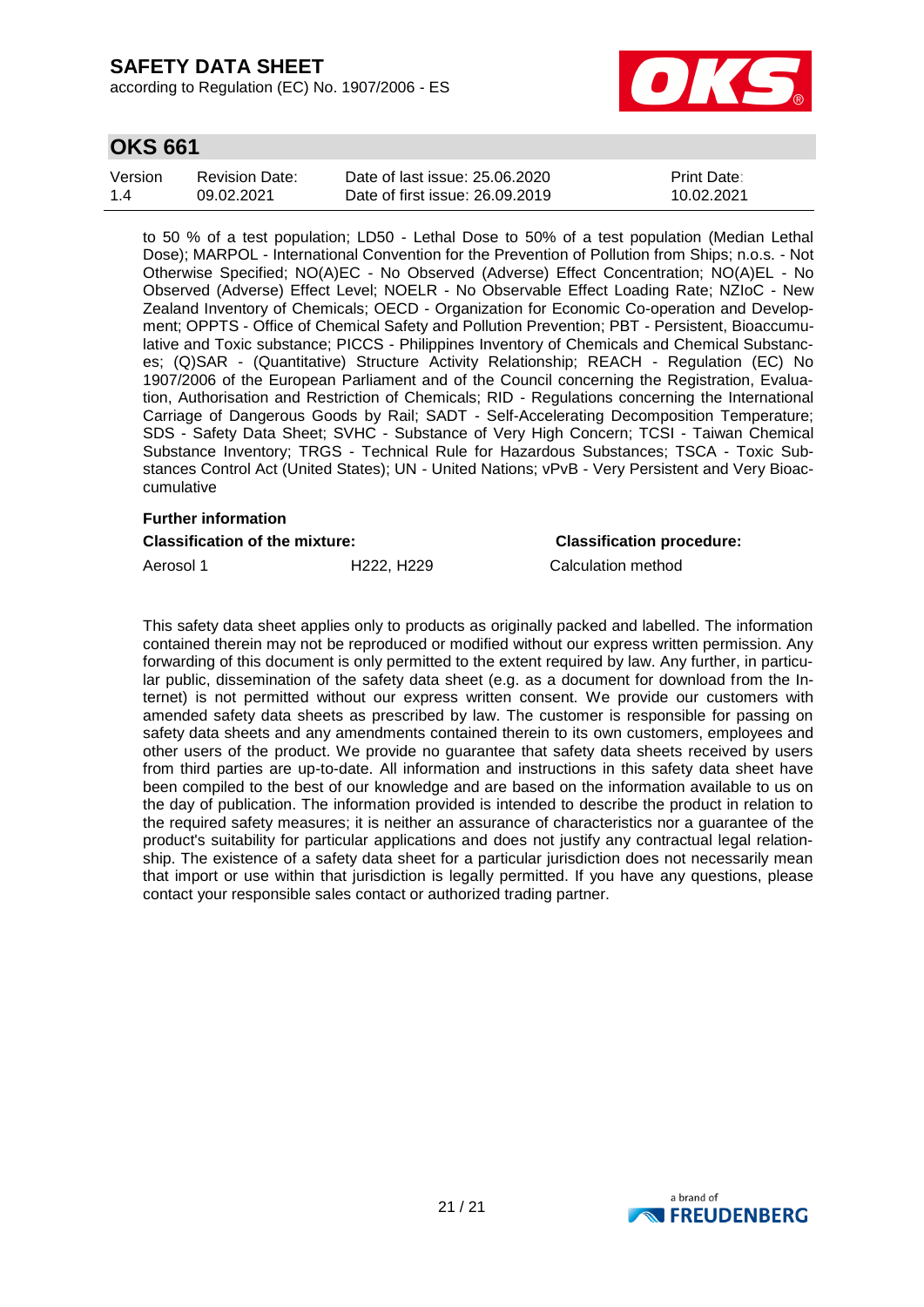to 50 % of a test population; LD50 - Lethal Dose to 50% of a test population (Median Lethal Dose); MARPOL - International Convention for the Prevention of Pollution from Ships; n.o.s. - Not Otherwise Specified; NO(A)EC - No Observed (Adverse) Effect Concentration; NO(A)EL - No Observed (Adverse) Effect Level; NOELR - No Observable Effect Loading Rate; NZIoC - New Zealand Inventory of Chemicals; OECD - Organization for Economic Co-operation and Development; OPPTS - Office of Chemical Safety and Pollution Prevention; PBT - Persistent, Bioaccumulative and Toxic substance; PICCS - Philippines Inventory of Chemicals and Chemical Substances; (Q)SAR - (Quantitative) Structure Activity Relationship; REACH - Regulation (EC) No 1907/2006 of the European Parliament and of the Council concerning the Registration, Evaluation, Authorisation and Restriction of Chemicals; RID - Regulations concerning the International Carriage of Dangerous Goods by Rail; SADT - Self-Accelerating Decomposition Temperature; SDS - Safety Data Sheet; SVHC - Substance of Very High Concern; TCSI - Taiwan Chemical Substance Inventory; TRGS - Technical Rule for Hazardous Substances; TSCA - Toxic Substances Control Act (United States); UN - United Nations; vPvB - Very Persistent and Very Bioaccumulative

**Further information**

| **Classification of the mixture:** | | **Classification procedure:** |
|---|---|---|
| Aerosol 1 | H222, H229 | Calculation method |

This safety data sheet applies only to products as originally packed and labelled. The information contained therein may not be reproduced or modified without our express written permission. Any forwarding of this document is only permitted to the extent required by law. Any further, in particular public, dissemination of the safety data sheet (e.g. as a document for download from the Internet) is not permitted without our express written consent. We provide our customers with amended safety data sheets as prescribed by law. The customer is responsible for passing on safety data sheets and any amendments contained therein to its own customers, employees and other users of the product. We provide no guarantee that safety data sheets received by users from third parties are up-to-date. All information and instructions in this safety data sheet have been compiled to the best of our knowledge and are based on the information available to us on the day of publication. The information provided is intended to describe the product in relation to the required safety measures; it is neither an assurance of characteristics nor a guarantee of the product's suitability for particular applications and does not justify any contractual legal relationship. The existence of a safety data sheet for a particular jurisdiction does not necessarily mean that import or use within that jurisdiction is legally permitted. If you have any questions, please contact your responsible sales contact or authorized trading partner.